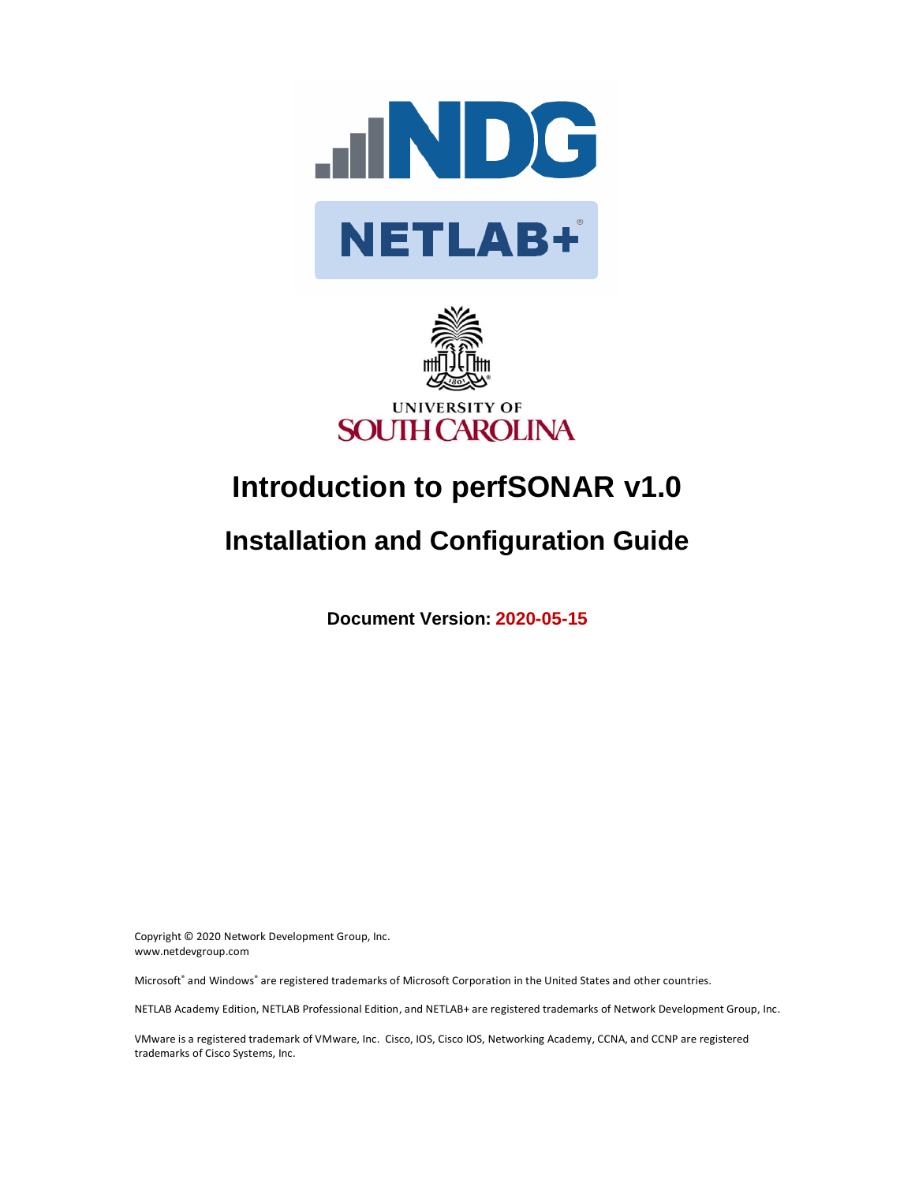# Introduction to perfSONAR v1.0

## Installation and Configuration Guide

**Document Version: 2020-05-15**

Copyright © 2020 Network Development Group, Inc.
www.netdevgroup.com

Microsoft® and Windows® are registered trademarks of Microsoft Corporation in the United States and other countries.

NETLAB Academy Edition, NETLAB Professional Edition, and NETLAB+ are registered trademarks of Network Development Group, Inc.

VMware is a registered trademark of VMware, Inc. Cisco, IOS, Cisco IOS, Networking Academy, CCNA, and CCNP are registered trademarks of Cisco Systems, Inc.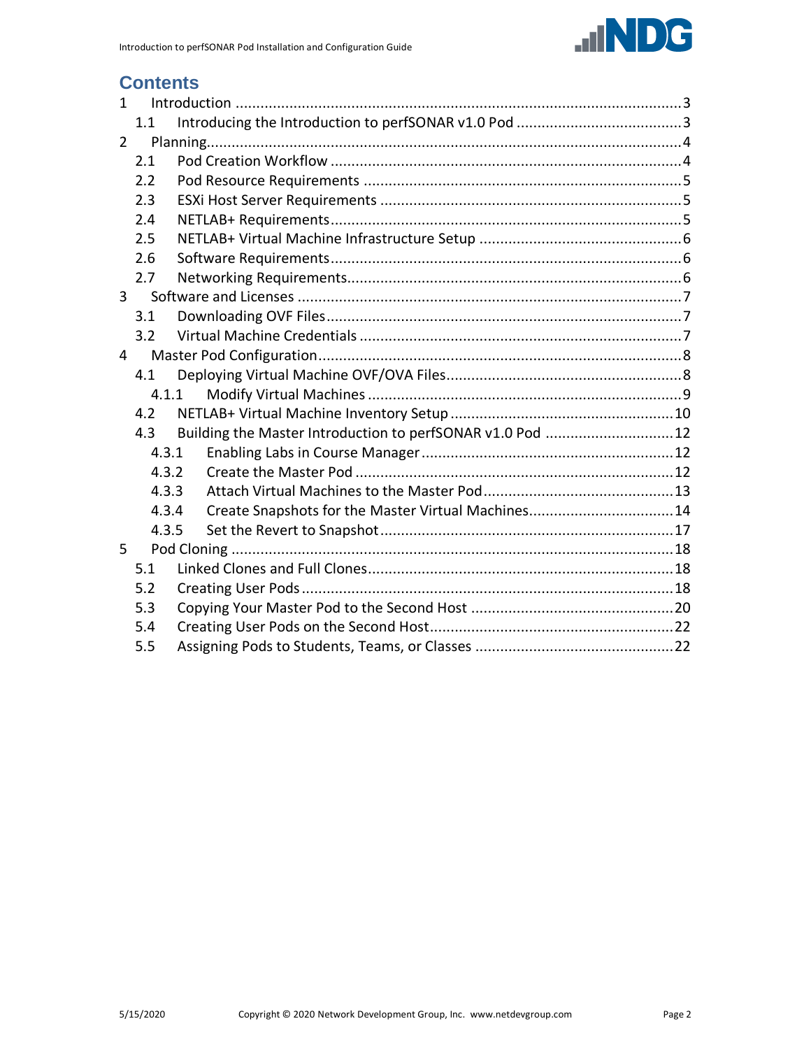## Contents

1 Introduction ........................................................................................................ 3
- 1.1 Introducing the Introduction to perfSONAR v1.0 Pod ........................................ 3

2 Planning................................................................................................................ 4
- 2.1 Pod Creation Workflow .................................................................................. 4
- 2.2 Pod Resource Requirements ........................................................................... 5
- 2.3 ESXi Host Server Requirements ...................................................................... 5
- 2.4 NETLAB+ Requirements.................................................................................. 5
- 2.5 NETLAB+ Virtual Machine Infrastructure Setup ............................................... 6
- 2.6 Software Requirements.................................................................................. 6
- 2.7 Networking Requirements.............................................................................. 6

3 Software and Licenses .......................................................................................... 7
- 3.1 Downloading OVF Files.................................................................................. 7
- 3.2 Virtual Machine Credentials ........................................................................... 7

4 Master Pod Configuration..................................................................................... 8
- 4.1 Deploying Virtual Machine OVF/OVA Files...................................................... 8
  - 4.1.1 Modify Virtual Machines ......................................................................... 9
- 4.2 NETLAB+ Virtual Machine Inventory Setup ................................................... 10
- 4.3 Building the Master Introduction to perfSONAR v1.0 Pod ............................. 12
  - 4.3.1 Enabling Labs in Course Manager .......................................................... 12
  - 4.3.2 Create the Master Pod .......................................................................... 12
  - 4.3.3 Attach Virtual Machines to the Master Pod ............................................ 13
  - 4.3.4 Create Snapshots for the Master Virtual Machines.................................. 14
  - 4.3.5 Set the Revert to Snapshot .................................................................... 17

5 Pod Cloning ........................................................................................................ 18
- 5.1 Linked Clones and Full Clones ...................................................................... 18
- 5.2 Creating User Pods ...................................................................................... 18
- 5.3 Copying Your Master Pod to the Second Host ............................................... 20
- 5.4 Creating User Pods on the Second Host......................................................... 22
- 5.5 Assigning Pods to Students, Teams, or Classes .............................................. 22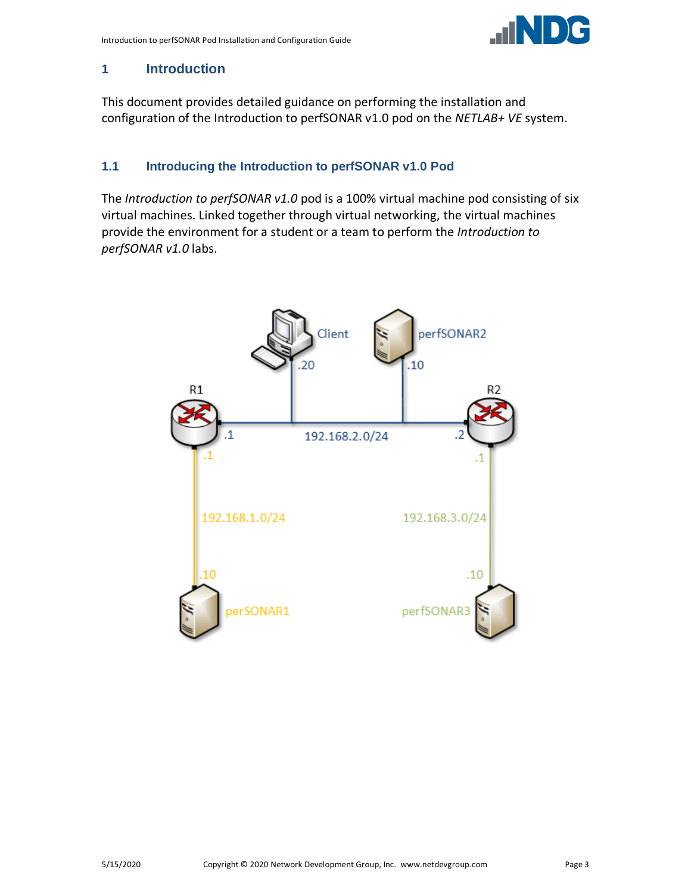# 1 Introduction

This document provides detailed guidance on performing the installation and configuration of the Introduction to perfSONAR v1.0 pod on the *NETLAB+ VE* system.

## 1.1 Introducing the Introduction to perfSONAR v1.0 Pod

The *Introduction to perfSONAR v1.0* pod is a 100% virtual machine pod consisting of six virtual machines. Linked together through virtual networking, the virtual machines provide the environment for a student or a team to perform the *Introduction to perfSONAR v1.0* labs.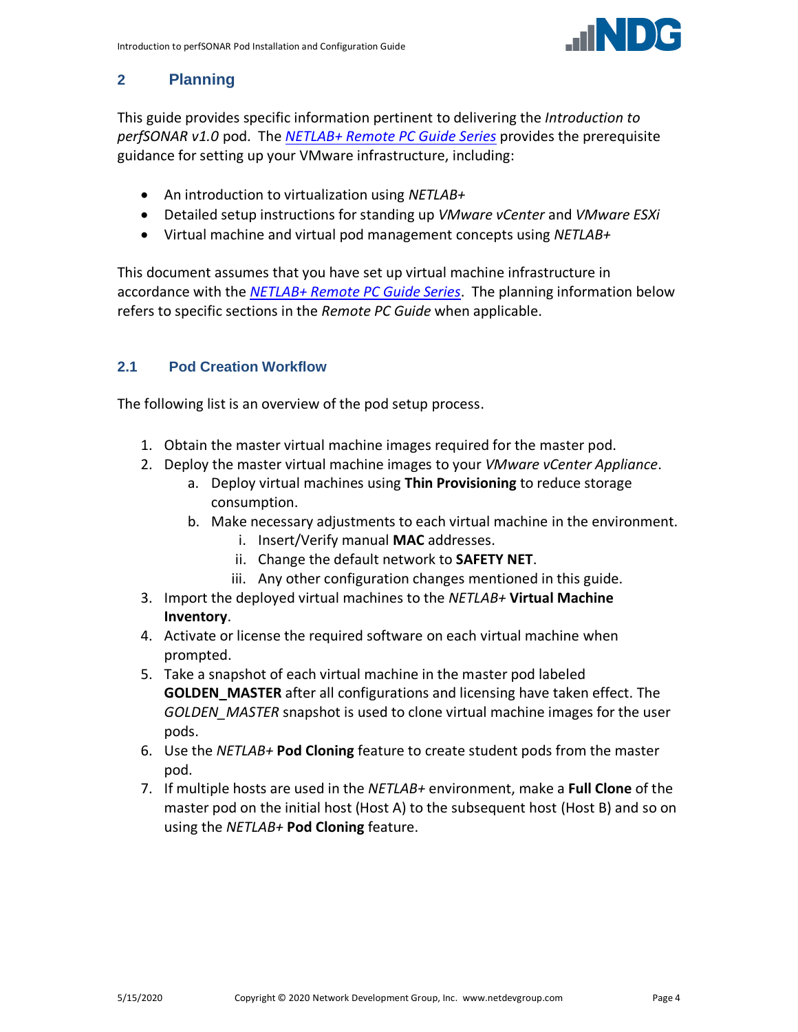# 2 Planning

This guide provides specific information pertinent to delivering the *Introduction to perfSONAR v1.0* pod. The *NETLAB+ Remote PC Guide Series* provides the prerequisite guidance for setting up your VMware infrastructure, including:

- An introduction to virtualization using *NETLAB+*
- Detailed setup instructions for standing up *VMware vCenter* and *VMware ESXi*
- Virtual machine and virtual pod management concepts using *NETLAB+*

This document assumes that you have set up virtual machine infrastructure in accordance with the *NETLAB+ Remote PC Guide Series*. The planning information below refers to specific sections in the *Remote PC Guide* when applicable.

## 2.1 Pod Creation Workflow

The following list is an overview of the pod setup process.

1. Obtain the master virtual machine images required for the master pod.
2. Deploy the master virtual machine images to your *VMware vCenter Appliance*.
   a. Deploy virtual machines using **Thin Provisioning** to reduce storage consumption.
   b. Make necessary adjustments to each virtual machine in the environment.
      i. Insert/Verify manual **MAC** addresses.
      ii. Change the default network to **SAFETY NET**.
      iii. Any other configuration changes mentioned in this guide.
3. Import the deployed virtual machines to the *NETLAB+* **Virtual Machine Inventory**.
4. Activate or license the required software on each virtual machine when prompted.
5. Take a snapshot of each virtual machine in the master pod labeled **GOLDEN_MASTER** after all configurations and licensing have taken effect. The *GOLDEN_MASTER* snapshot is used to clone virtual machine images for the user pods.
6. Use the *NETLAB+* **Pod Cloning** feature to create student pods from the master pod.
7. If multiple hosts are used in the *NETLAB+* environment, make a **Full Clone** of the master pod on the initial host (Host A) to the subsequent host (Host B) and so on using the *NETLAB+* **Pod Cloning** feature.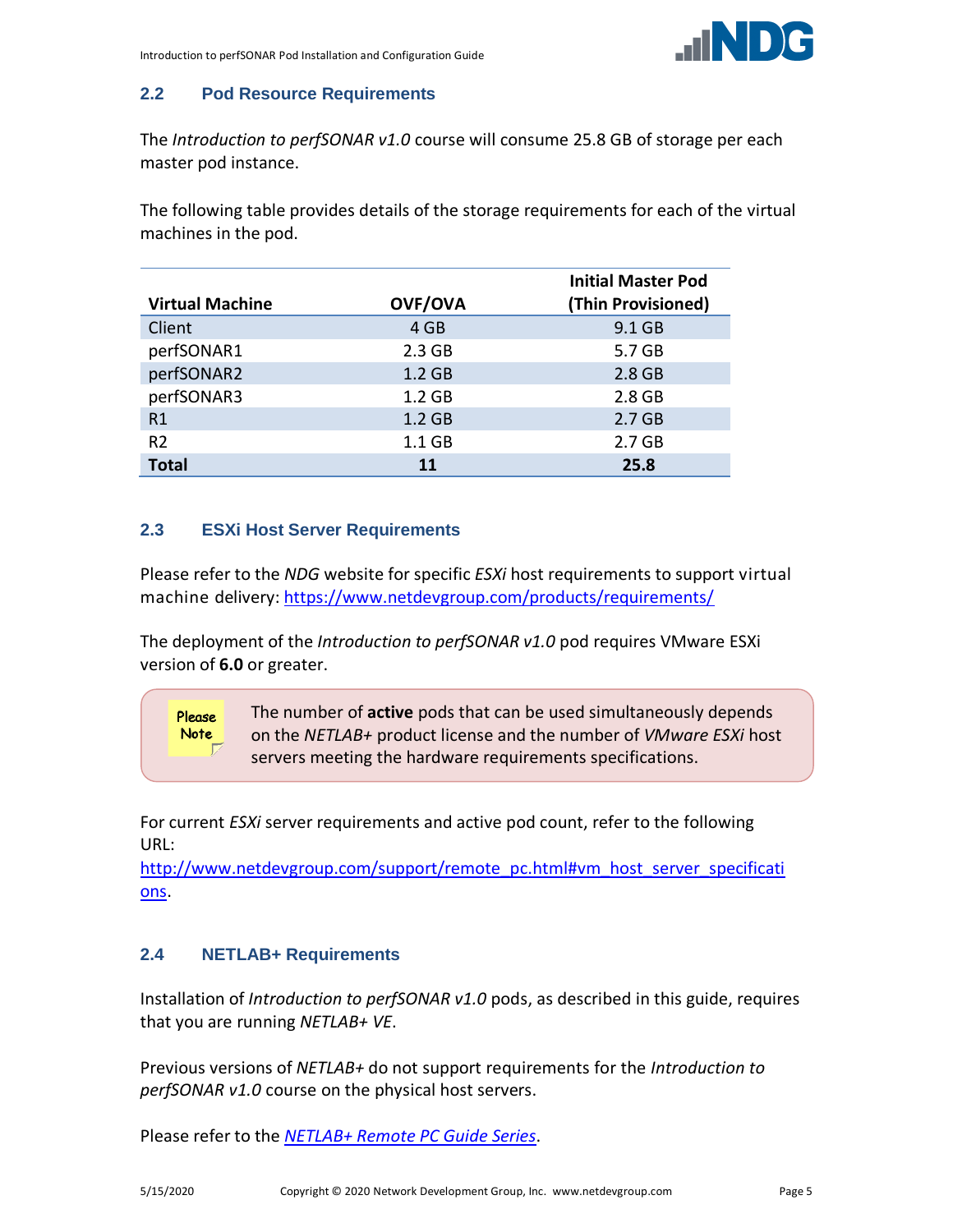## 2.2 Pod Resource Requirements

The *Introduction to perfSONAR v1.0* course will consume 25.8 GB of storage per each master pod instance.

The following table provides details of the storage requirements for each of the virtual machines in the pod.

| Virtual Machine | OVF/OVA | Initial Master Pod (Thin Provisioned) |
|---|---|---|
| Client | 4 GB | 9.1 GB |
| perfSONAR1 | 2.3 GB | 5.7 GB |
| perfSONAR2 | 1.2 GB | 2.8 GB |
| perfSONAR3 | 1.2 GB | 2.8 GB |
| R1 | 1.2 GB | 2.7 GB |
| R2 | 1.1 GB | 2.7 GB |
| **Total** | **11** | **25.8** |

## 2.3 ESXi Host Server Requirements

Please refer to the *NDG* website for specific *ESXi* host requirements to support virtual machine delivery: https://www.netdevgroup.com/products/requirements/

The deployment of the *Introduction to perfSONAR v1.0* pod requires VMware ESXi version of **6.0** or greater.

> Please Note
>
> The number of **active** pods that can be used simultaneously depends on the *NETLAB+* product license and the number of *VMware ESXi* host servers meeting the hardware requirements specifications.

For current *ESXi* server requirements and active pod count, refer to the following URL:
http://www.netdevgroup.com/support/remote_pc.html#vm_host_server_specifications.

## 2.4 NETLAB+ Requirements

Installation of *Introduction to perfSONAR v1.0* pods, as described in this guide, requires that you are running *NETLAB+ VE*.

Previous versions of *NETLAB+* do not support requirements for the *Introduction to perfSONAR v1.0* course on the physical host servers.

Please refer to the *NETLAB+ Remote PC Guide Series*.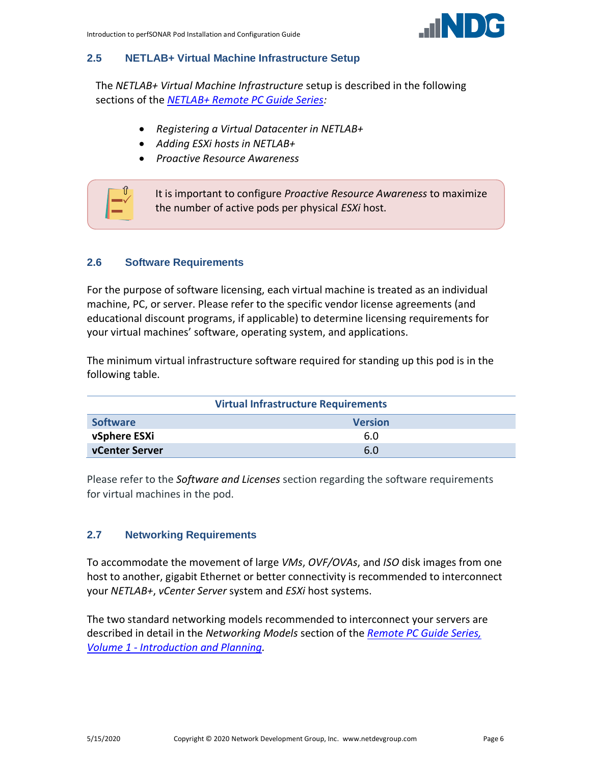## 2.5 NETLAB+ Virtual Machine Infrastructure Setup

The *NETLAB+ Virtual Machine Infrastructure* setup is described in the following sections of the *NETLAB+ Remote PC Guide Series:*

- *Registering a Virtual Datacenter in NETLAB+*
- *Adding ESXi hosts in NETLAB+*
- *Proactive Resource Awareness*

It is important to configure *Proactive Resource Awareness* to maximize the number of active pods per physical *ESXi* host.

## 2.6 Software Requirements

For the purpose of software licensing, each virtual machine is treated as an individual machine, PC, or server. Please refer to the specific vendor license agreements (and educational discount programs, if applicable) to determine licensing requirements for your virtual machines' software, operating system, and applications.

The minimum virtual infrastructure software required for standing up this pod is in the following table.

**Virtual Infrastructure Requirements**

| Software | Version |
|---|---|
| **vSphere ESXi** | 6.0 |
| **vCenter Server** | 6.0 |

Please refer to the *Software and Licenses* section regarding the software requirements for virtual machines in the pod.

## 2.7 Networking Requirements

To accommodate the movement of large *VMs*, *OVF/OVAs*, and *ISO* disk images from one host to another, gigabit Ethernet or better connectivity is recommended to interconnect your *NETLAB+*, *vCenter Server* system and *ESXi* host systems.

The two standard networking models recommended to interconnect your servers are described in detail in the *Networking Models* section of the *Remote PC Guide Series, Volume 1 - Introduction and Planning*.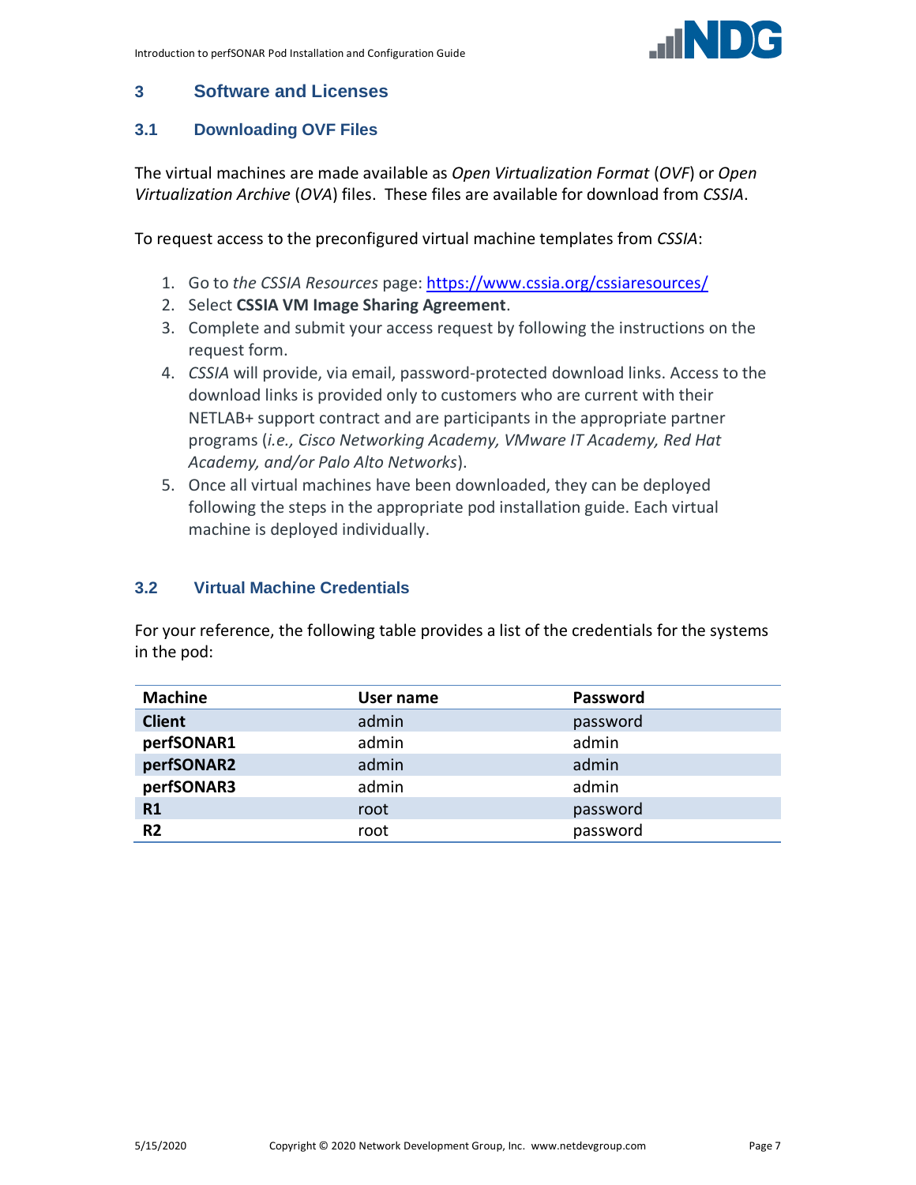# 3 Software and Licenses

## 3.1 Downloading OVF Files

The virtual machines are made available as *Open Virtualization Format* (*OVF*) or *Open Virtualization Archive* (*OVA*) files. These files are available for download from *CSSIA*.

To request access to the preconfigured virtual machine templates from *CSSIA*:

1. Go to *the CSSIA Resources* page: [https://www.cssia.org/cssiaresources/](https://www.cssia.org/cssiaresources/)
2. Select **CSSIA VM Image Sharing Agreement**.
3. Complete and submit your access request by following the instructions on the request form.
4. *CSSIA* will provide, via email, password-protected download links. Access to the download links is provided only to customers who are current with their NETLAB+ support contract and are participants in the appropriate partner programs (*i.e., Cisco Networking Academy, VMware IT Academy, Red Hat Academy, and/or Palo Alto Networks*).
5. Once all virtual machines have been downloaded, they can be deployed following the steps in the appropriate pod installation guide. Each virtual machine is deployed individually.

## 3.2 Virtual Machine Credentials

For your reference, the following table provides a list of the credentials for the systems in the pod:

| Machine | User name | Password |
|---|---|---|
| **Client** | admin | password |
| **perfSONAR1** | admin | admin |
| **perfSONAR2** | admin | admin |
| **perfSONAR3** | admin | admin |
| **R1** | root | password |
| **R2** | root | password |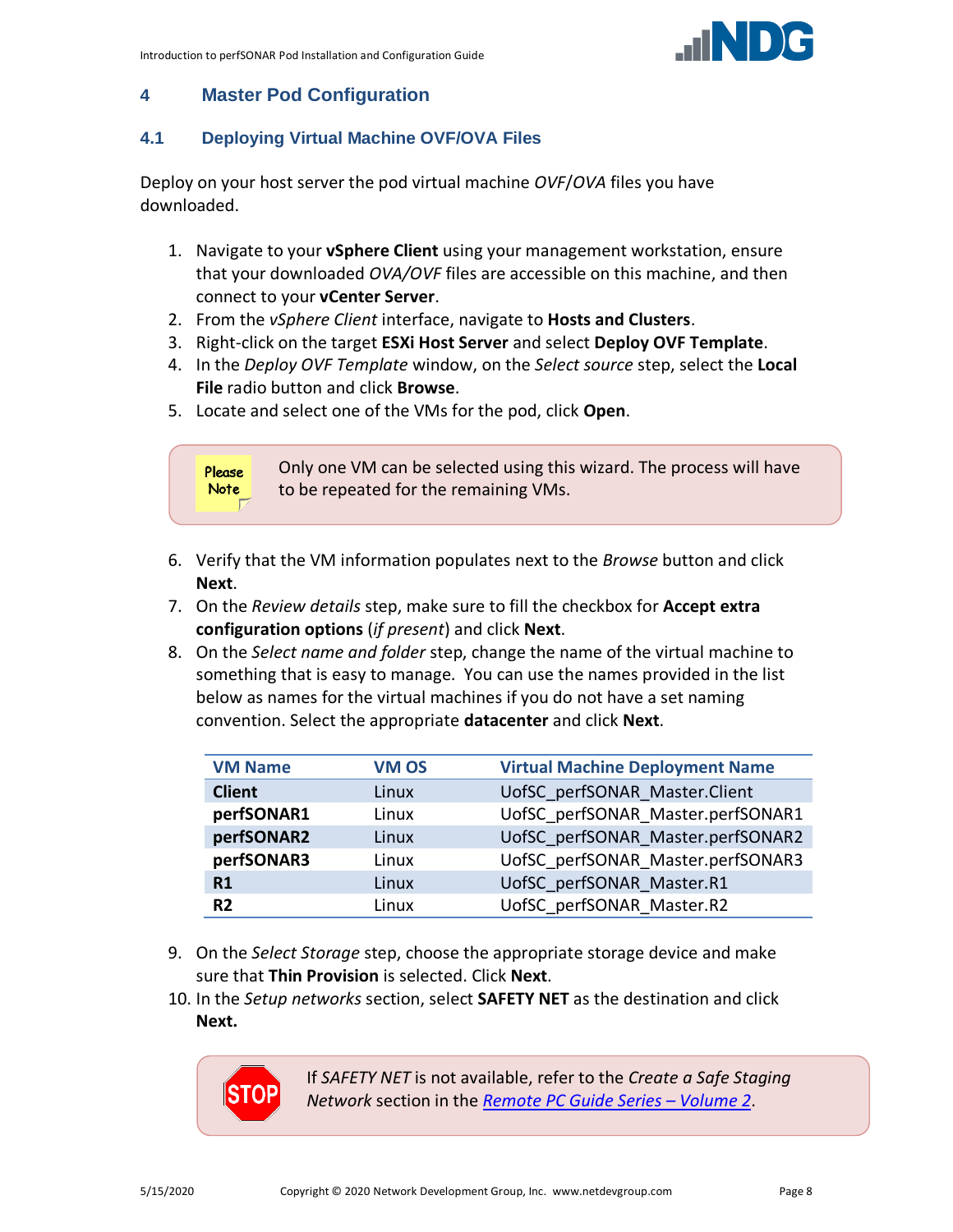# 4 Master Pod Configuration

## 4.1 Deploying Virtual Machine OVF/OVA Files

Deploy on your host server the pod virtual machine *OVF*/*OVA* files you have downloaded.

1. Navigate to your **vSphere Client** using your management workstation, ensure that your downloaded *OVA/OVF* files are accessible on this machine, and then connect to your **vCenter Server**.
2. From the *vSphere Client* interface, navigate to **Hosts and Clusters**.
3. Right-click on the target **ESXi Host Server** and select **Deploy OVF Template**.
4. In the *Deploy OVF Template* window, on the *Select source* step, select the **Local File** radio button and click **Browse**.
5. Locate and select one of the VMs for the pod, click **Open**.

> Please Note: Only one VM can be selected using this wizard. The process will have to be repeated for the remaining VMs.

6. Verify that the VM information populates next to the *Browse* button and click **Next**.
7. On the *Review details* step, make sure to fill the checkbox for **Accept extra configuration options** (*if present*) and click **Next**.
8. On the *Select name and folder* step, change the name of the virtual machine to something that is easy to manage. You can use the names provided in the list below as names for the virtual machines if you do not have a set naming convention. Select the appropriate **datacenter** and click **Next**.

| VM Name | VM OS | Virtual Machine Deployment Name |
|---|---|---|
| **Client** | Linux | UofSC_perfSONAR_Master.Client |
| **perfSONAR1** | Linux | UofSC_perfSONAR_Master.perfSONAR1 |
| **perfSONAR2** | Linux | UofSC_perfSONAR_Master.perfSONAR2 |
| **perfSONAR3** | Linux | UofSC_perfSONAR_Master.perfSONAR3 |
| **R1** | Linux | UofSC_perfSONAR_Master.R1 |
| **R2** | Linux | UofSC_perfSONAR_Master.R2 |

9. On the *Select Storage* step, choose the appropriate storage device and make sure that **Thin Provision** is selected. Click **Next**.
10. In the *Setup networks* section, select **SAFETY NET** as the destination and click **Next.**

> STOP: If *SAFETY NET* is not available, refer to the *Create a Safe Staging Network* section in the [Remote PC Guide Series – Volume 2](Remote PC Guide Series – Volume 2).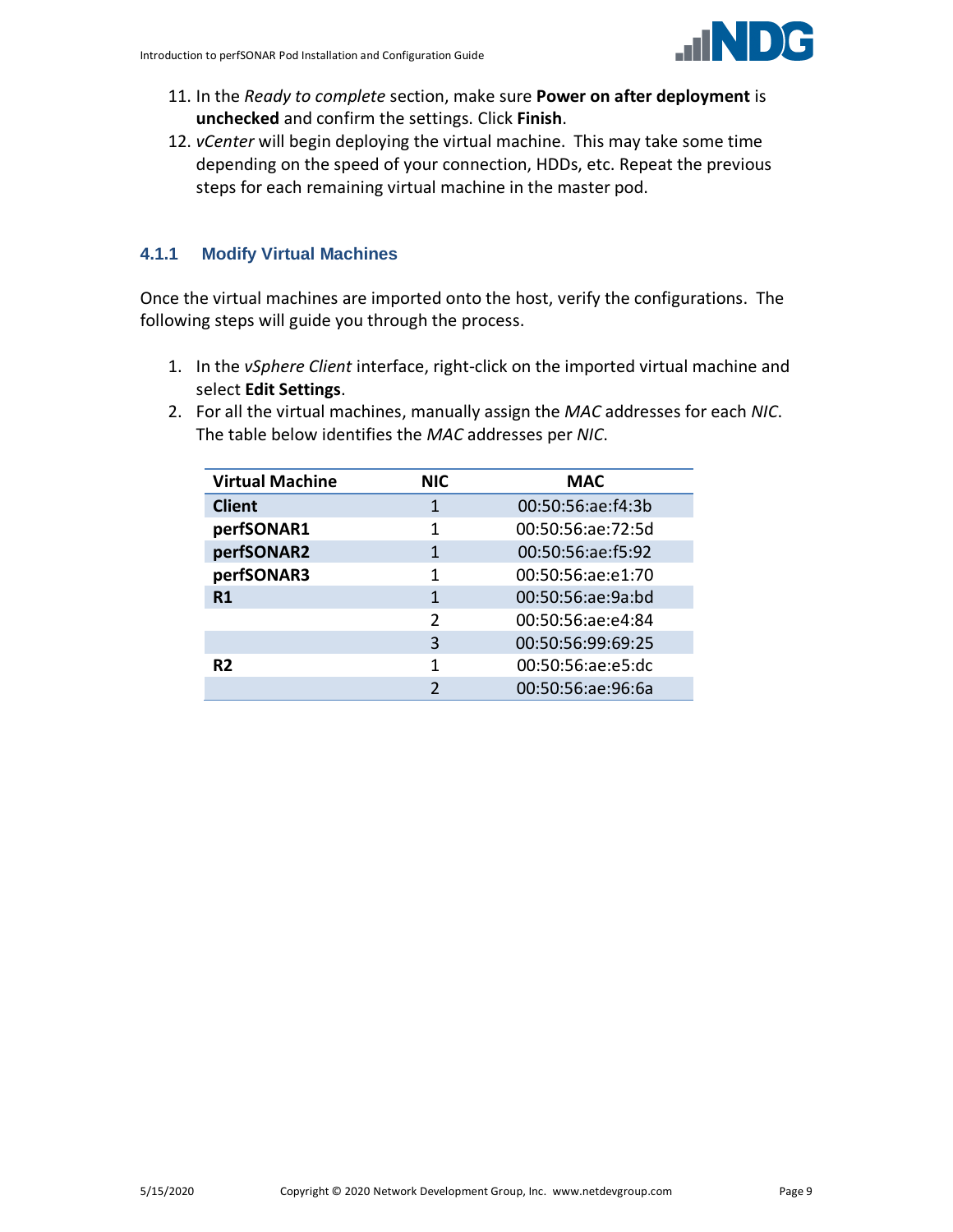11. In the *Ready to complete* section, make sure **Power on after deployment** is **unchecked** and confirm the settings. Click **Finish**.
12. *vCenter* will begin deploying the virtual machine. This may take some time depending on the speed of your connection, HDDs, etc. Repeat the previous steps for each remaining virtual machine in the master pod.

### 4.1.1 Modify Virtual Machines

Once the virtual machines are imported onto the host, verify the configurations. The following steps will guide you through the process.

1. In the *vSphere Client* interface, right-click on the imported virtual machine and select **Edit Settings**.
2. For all the virtual machines, manually assign the *MAC* addresses for each *NIC*. The table below identifies the *MAC* addresses per *NIC*.

| Virtual Machine | NIC | MAC |
|---|---|---|
| **Client** | 1 | 00:50:56:ae:f4:3b |
| **perfSONAR1** | 1 | 00:50:56:ae:72:5d |
| **perfSONAR2** | 1 | 00:50:56:ae:f5:92 |
| **perfSONAR3** | 1 | 00:50:56:ae:e1:70 |
| **R1** | 1 | 00:50:56:ae:9a:bd |
| | 2 | 00:50:56:ae:e4:84 |
| | 3 | 00:50:56:99:69:25 |
| **R2** | 1 | 00:50:56:ae:e5:dc |
| | 2 | 00:50:56:ae:96:6a |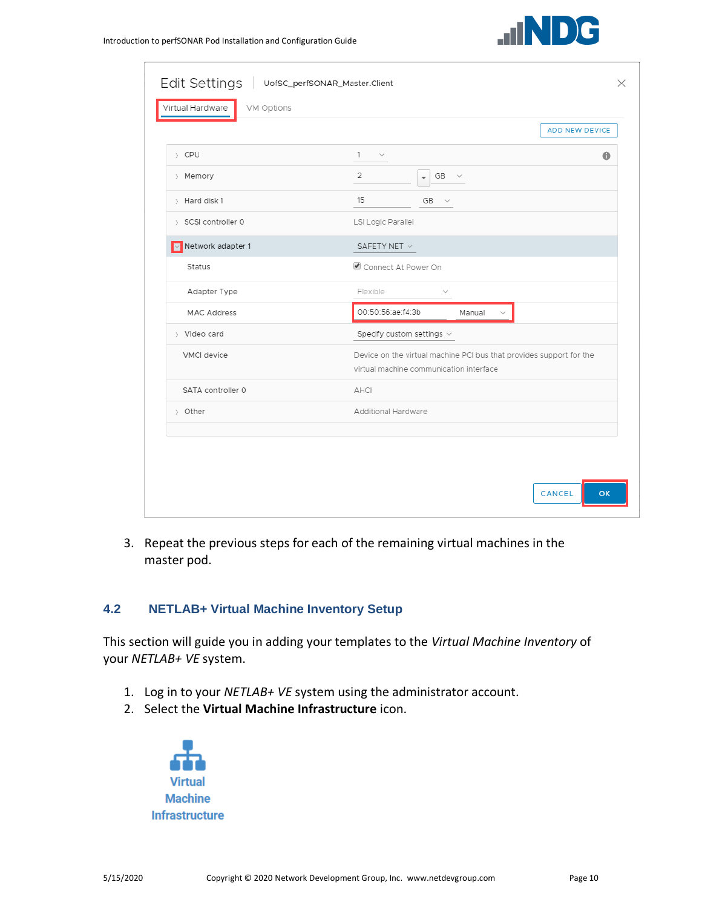3. Repeat the previous steps for each of the remaining virtual machines in the master pod.

## 4.2 NETLAB+ Virtual Machine Inventory Setup

This section will guide you in adding your templates to the *Virtual Machine Inventory* of your *NETLAB+ VE* system.

1. Log in to your *NETLAB+ VE* system using the administrator account.
2. Select the **Virtual Machine Infrastructure** icon.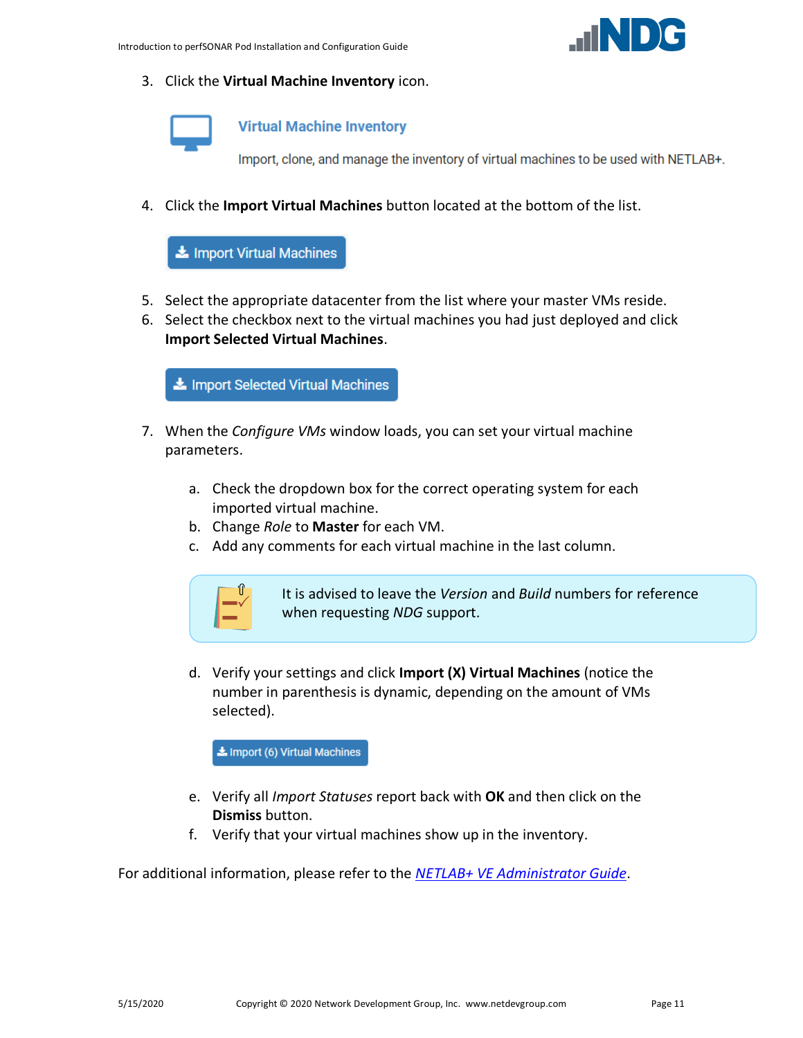3. Click the **Virtual Machine Inventory** icon.

   Virtual Machine Inventory

   Import, clone, and manage the inventory of virtual machines to be used with NETLAB+.

4. Click the **Import Virtual Machines** button located at the bottom of the list.

   Import Virtual Machines

5. Select the appropriate datacenter from the list where your master VMs reside.
6. Select the checkbox next to the virtual machines you had just deployed and click **Import Selected Virtual Machines**.

   Import Selected Virtual Machines

7. When the *Configure VMs* window loads, you can set your virtual machine parameters.

   a. Check the dropdown box for the correct operating system for each imported virtual machine.
   b. Change *Role* to **Master** for each VM.
   c. Add any comments for each virtual machine in the last column.

   > It is advised to leave the *Version* and *Build* numbers for reference when requesting *NDG* support.

   d. Verify your settings and click **Import (X) Virtual Machines** (notice the number in parenthesis is dynamic, depending on the amount of VMs selected).

      Import (6) Virtual Machines

   e. Verify all *Import Statuses* report back with **OK** and then click on the **Dismiss** button.
   f. Verify that your virtual machines show up in the inventory.

For additional information, please refer to the *NETLAB+ VE Administrator Guide*.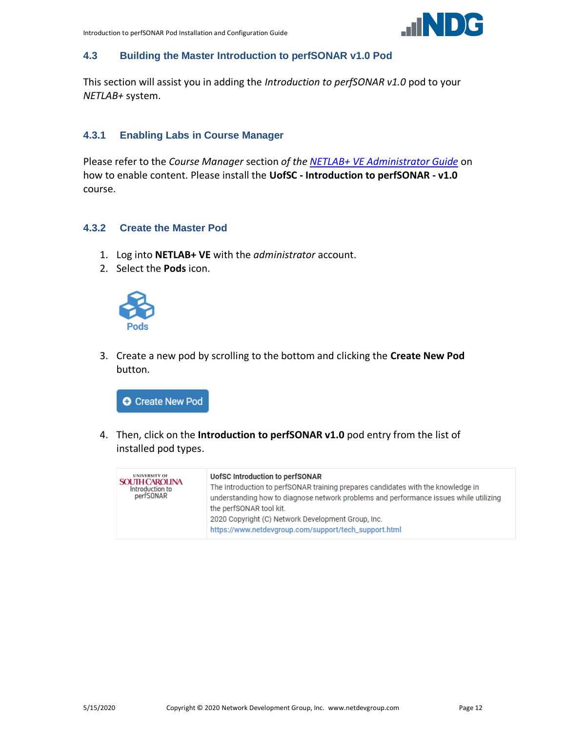### 4.3 Building the Master Introduction to perfSONAR v1.0 Pod

This section will assist you in adding the *Introduction to perfSONAR v1.0* pod to your *NETLAB+* system.

#### 4.3.1 Enabling Labs in Course Manager

Please refer to the *Course Manager* section *of the* [NETLAB+ VE Administrator Guide]() on how to enable content. Please install the **UofSC - Introduction to perfSONAR - v1.0** course.

#### 4.3.2 Create the Master Pod

1. Log into **NETLAB+ VE** with the *administrator* account.
2. Select the **Pods** icon.

   Pods

3. Create a new pod by scrolling to the bottom and clicking the **Create New Pod** button.

   Create New Pod

4. Then, click on the **Introduction to perfSONAR v1.0** pod entry from the list of installed pod types.

| | |
|---|---|
| UNIVERSITY OF SOUTH CAROLINA Introduction to perfSONAR | **UofSC Introduction to perfSONAR**<br>The Introduction to perfSONAR training prepares candidates with the knowledge in understanding how to diagnose network problems and performance issues while utilizing the perfSONAR tool kit.<br>2020 Copyright (C) Network Development Group, Inc.<br>https://www.netdevgroup.com/support/tech_support.html |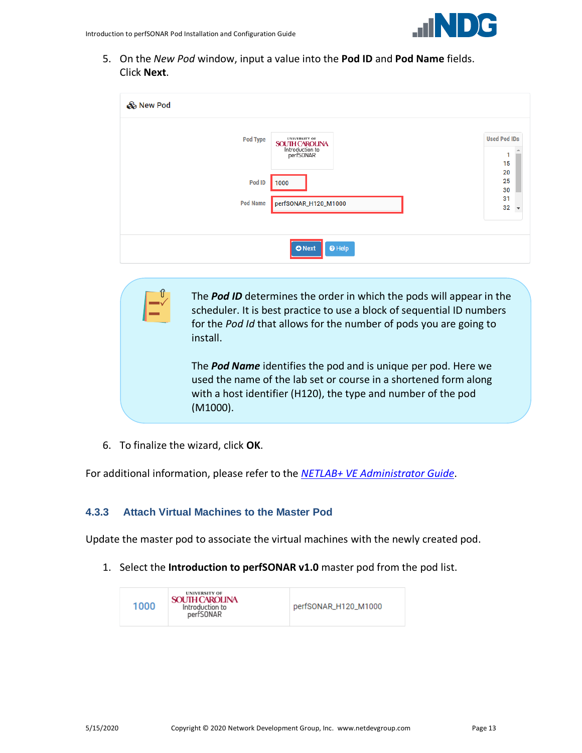5. On the *New Pod* window, input a value into the **Pod ID** and **Pod Name** fields. Click **Next**.

The ***Pod ID*** determines the order in which the pods will appear in the scheduler. It is best practice to use a block of sequential ID numbers for the *Pod Id* that allows for the number of pods you are going to install.

The ***Pod Name*** identifies the pod and is unique per pod. Here we used the name of the lab set or course in a shortened form along with a host identifier (H120), the type and number of the pod (M1000).

6. To finalize the wizard, click **OK**.

For additional information, please refer to the *NETLAB+ VE Administrator Guide*.

### 4.3.3 Attach Virtual Machines to the Master Pod

Update the master pod to associate the virtual machines with the newly created pod.

1. Select the **Introduction to perfSONAR v1.0** master pod from the pod list.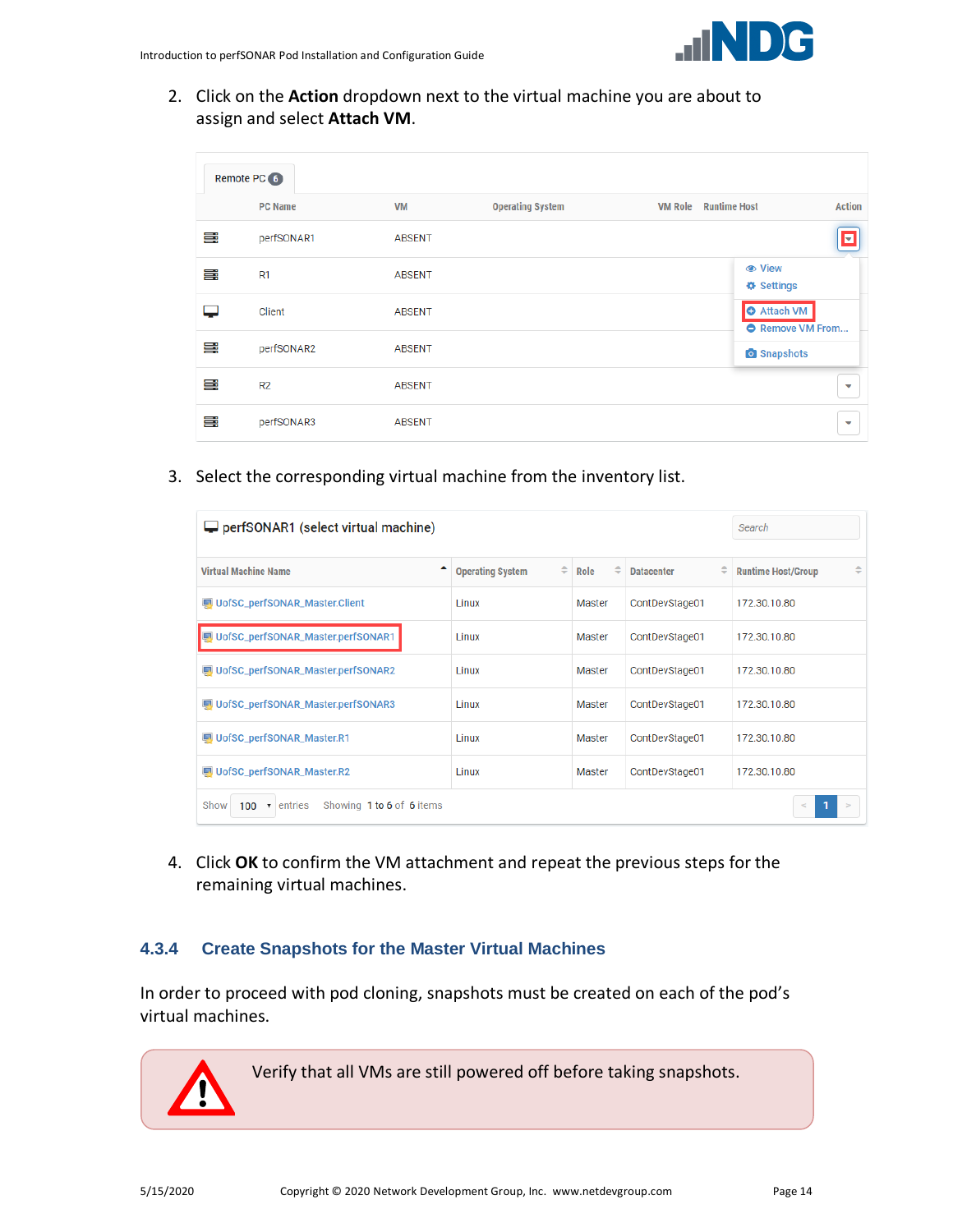2. Click on the **Action** dropdown next to the virtual machine you are about to assign and select **Attach VM**.

| PC Name | VM | Operating System | VM Role | Runtime Host | Action |
|---|---|---|---|---|---|
| perfSONAR1 | ABSENT | | | | |
| R1 | ABSENT | | | | |
| Client | ABSENT | | | | |
| perfSONAR2 | ABSENT | | | | |
| R2 | ABSENT | | | | |
| perfSONAR3 | ABSENT | | | | |

3. Select the corresponding virtual machine from the inventory list.

perfSONAR1 (select virtual machine)

| Virtual Machine Name | Operating System | Role | Datacenter | Runtime Host/Group |
|---|---|---|---|---|
| UofSC_perfSONAR_Master.Client | Linux | Master | ContDevStage01 | 172.30.10.80 |
| UofSC_perfSONAR_Master.perfSONAR1 | Linux | Master | ContDevStage01 | 172.30.10.80 |
| UofSC_perfSONAR_Master.perfSONAR2 | Linux | Master | ContDevStage01 | 172.30.10.80 |
| UofSC_perfSONAR_Master.perfSONAR3 | Linux | Master | ContDevStage01 | 172.30.10.80 |
| UofSC_perfSONAR_Master.R1 | Linux | Master | ContDevStage01 | 172.30.10.80 |
| UofSC_perfSONAR_Master.R2 | Linux | Master | ContDevStage01 | 172.30.10.80 |

4. Click **OK** to confirm the VM attachment and repeat the previous steps for the remaining virtual machines.

### 4.3.4 Create Snapshots for the Master Virtual Machines

In order to proceed with pod cloning, snapshots must be created on each of the pod's virtual machines.

> ⚠ Verify that all VMs are still powered off before taking snapshots.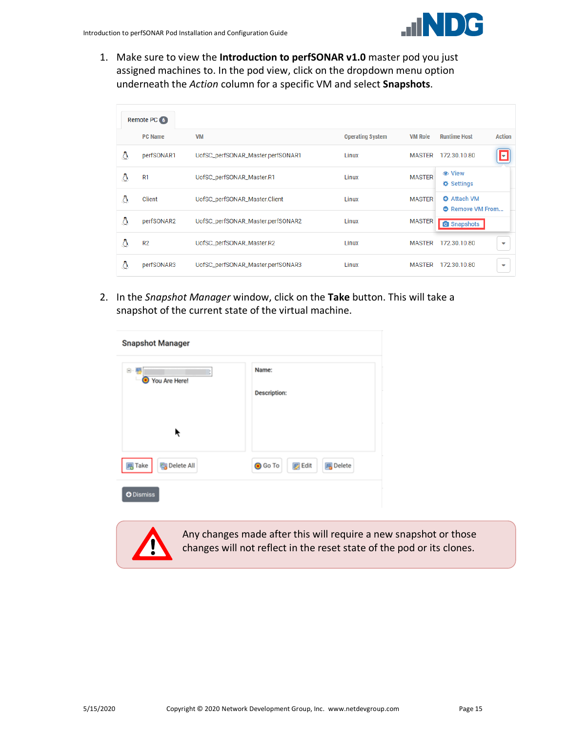1. Make sure to view the **Introduction to perfSONAR v1.0** master pod you just assigned machines to. In the pod view, click on the dropdown menu option underneath the *Action* column for a specific VM and select **Snapshots**.

2. In the *Snapshot Manager* window, click on the **Take** button. This will take a snapshot of the current state of the virtual machine.

Any changes made after this will require a new snapshot or those changes will not reflect in the reset state of the pod or its clones.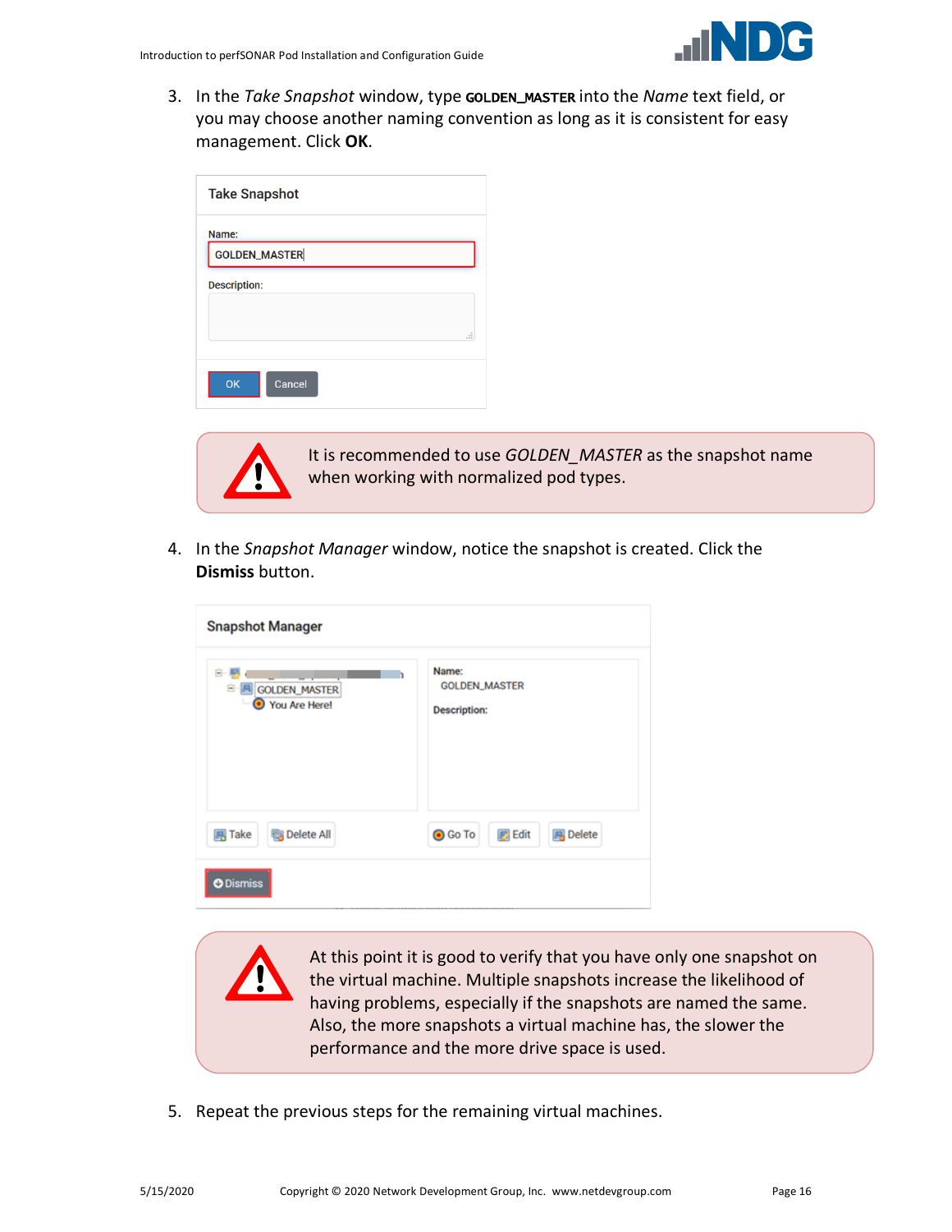3. In the *Take Snapshot* window, type **GOLDEN_MASTER** into the *Name* text field, or you may choose another naming convention as long as it is consistent for easy management. Click **OK**.

> It is recommended to use *GOLDEN_MASTER* as the snapshot name when working with normalized pod types.

4. In the *Snapshot Manager* window, notice the snapshot is created. Click the **Dismiss** button.

> At this point it is good to verify that you have only one snapshot on the virtual machine. Multiple snapshots increase the likelihood of having problems, especially if the snapshots are named the same. Also, the more snapshots a virtual machine has, the slower the performance and the more drive space is used.

5. Repeat the previous steps for the remaining virtual machines.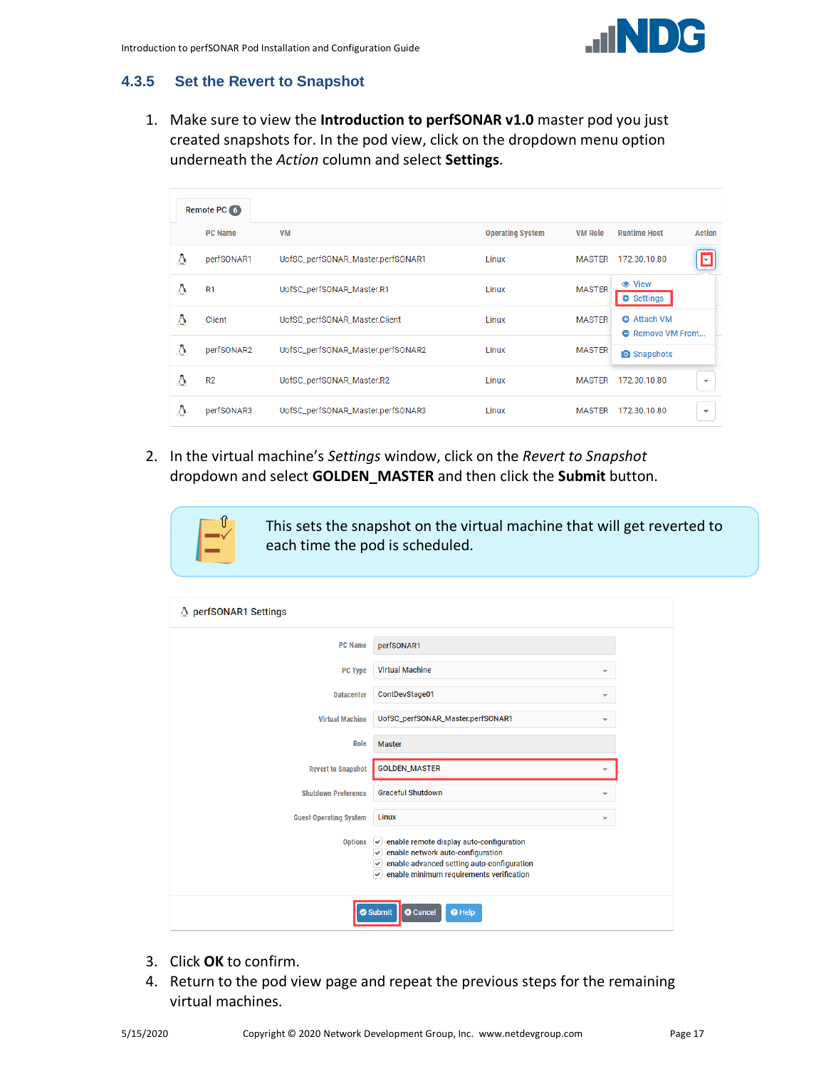### 4.3.5 Set the Revert to Snapshot

1. Make sure to view the **Introduction to perfSONAR v1.0** master pod you just created snapshots for. In the pod view, click on the dropdown menu option underneath the *Action* column and select **Settings**.

2. In the virtual machine's *Settings* window, click on the *Revert to Snapshot* dropdown and select **GOLDEN_MASTER** and then click the **Submit** button.

> This sets the snapshot on the virtual machine that will get reverted to each time the pod is scheduled.

3. Click **OK** to confirm.
4. Return to the pod view page and repeat the previous steps for the remaining virtual machines.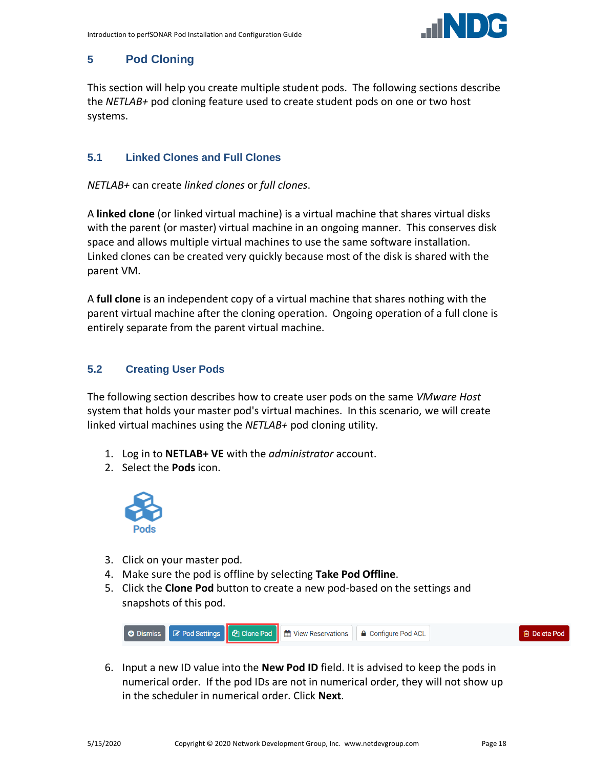## 5 Pod Cloning

This section will help you create multiple student pods. The following sections describe the *NETLAB+* pod cloning feature used to create student pods on one or two host systems.

### 5.1 Linked Clones and Full Clones

*NETLAB+* can create *linked clones* or *full clones*.

A **linked clone** (or linked virtual machine) is a virtual machine that shares virtual disks with the parent (or master) virtual machine in an ongoing manner. This conserves disk space and allows multiple virtual machines to use the same software installation. Linked clones can be created very quickly because most of the disk is shared with the parent VM.

A **full clone** is an independent copy of a virtual machine that shares nothing with the parent virtual machine after the cloning operation. Ongoing operation of a full clone is entirely separate from the parent virtual machine.

### 5.2 Creating User Pods

The following section describes how to create user pods on the same *VMware Host* system that holds your master pod's virtual machines. In this scenario, we will create linked virtual machines using the *NETLAB+* pod cloning utility.

1. Log in to **NETLAB+ VE** with the *administrator* account.
2. Select the **Pods** icon.
3. Click on your master pod.
4. Make sure the pod is offline by selecting **Take Pod Offline**.
5. Click the **Clone Pod** button to create a new pod-based on the settings and snapshots of this pod.
6. Input a new ID value into the **New Pod ID** field. It is advised to keep the pods in numerical order. If the pod IDs are not in numerical order, they will not show up in the scheduler in numerical order. Click **Next**.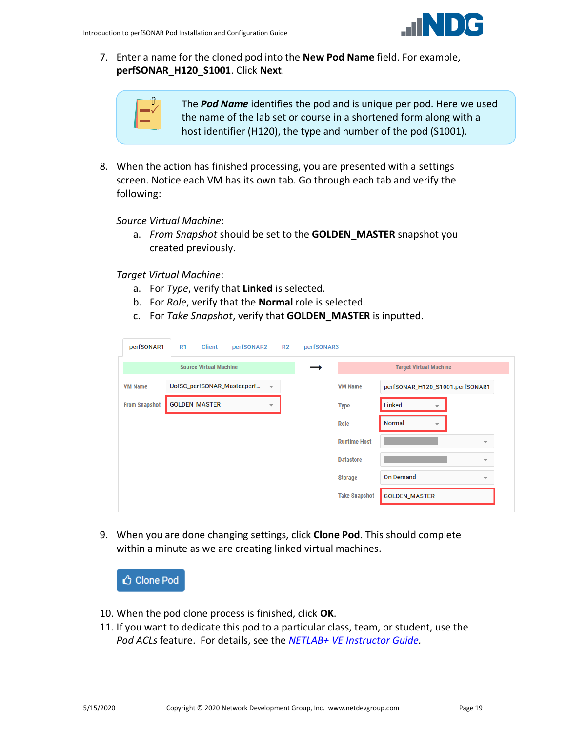7. Enter a name for the cloned pod into the **New Pod Name** field. For example, **perfSONAR_H120_S1001**. Click **Next**.

> The ***Pod Name*** identifies the pod and is unique per pod. Here we used the name of the lab set or course in a shortened form along with a host identifier (H120), the type and number of the pod (S1001).

8. When the action has finished processing, you are presented with a settings screen. Notice each VM has its own tab. Go through each tab and verify the following:

   *Source Virtual Machine*:
   a. *From Snapshot* should be set to the **GOLDEN_MASTER** snapshot you created previously.

   *Target Virtual Machine*:
   a. For *Type*, verify that **Linked** is selected.
   b. For *Role*, verify that the **Normal** role is selected.
   c. For *Take Snapshot*, verify that **GOLDEN_MASTER** is inputted.

9. When you are done changing settings, click **Clone Pod**. This should complete within a minute as we are creating linked virtual machines.

10. When the pod clone process is finished, click **OK**.
11. If you want to dedicate this pod to a particular class, team, or student, use the *Pod ACLs* feature. For details, see the [*NETLAB+ VE Instructor Guide*](https://www.netdevgroup.com).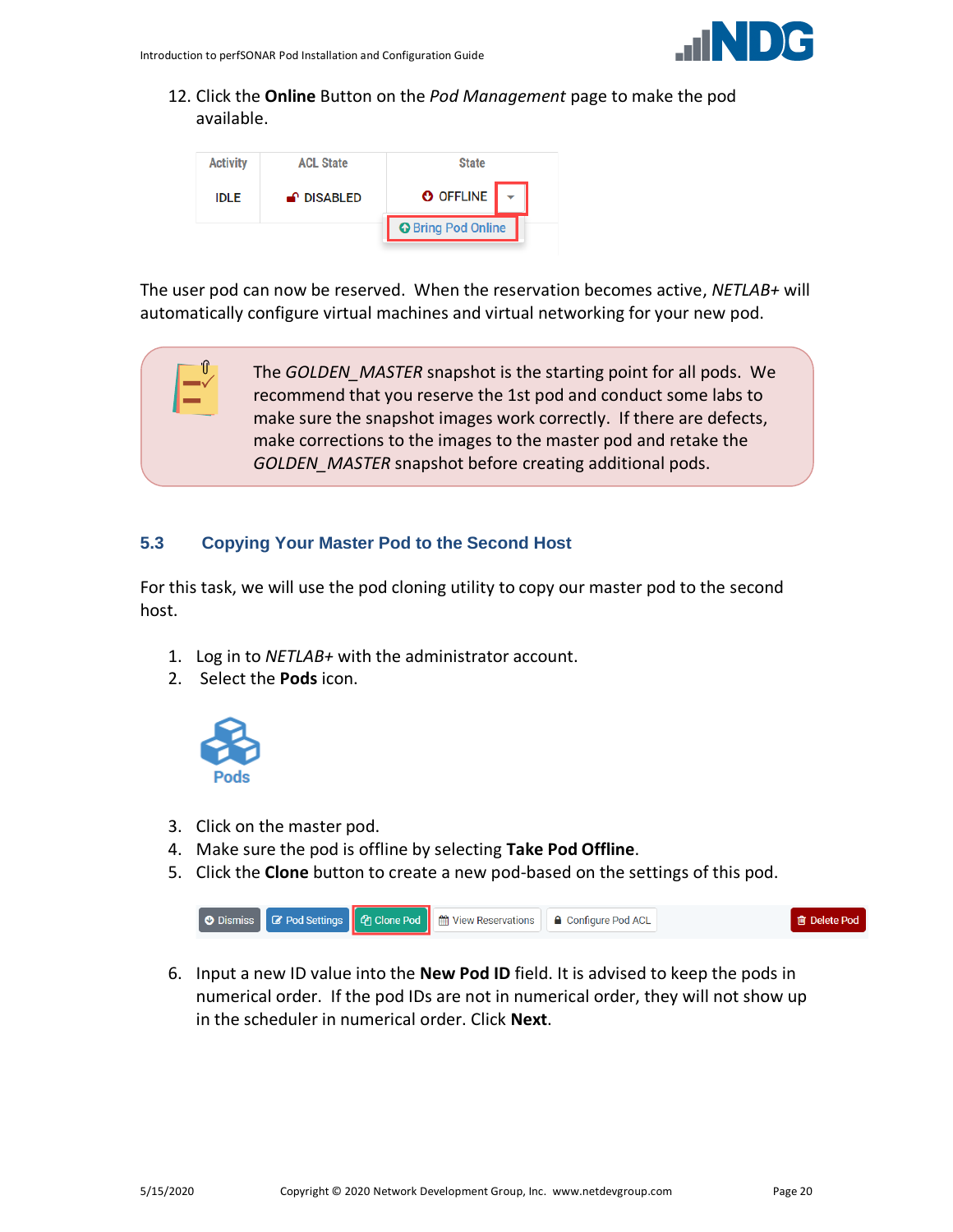12. Click the **Online** Button on the *Pod Management* page to make the pod available.

The user pod can now be reserved. When the reservation becomes active, *NETLAB+* will automatically configure virtual machines and virtual networking for your new pod.

> The *GOLDEN_MASTER* snapshot is the starting point for all pods. We recommend that you reserve the 1st pod and conduct some labs to make sure the snapshot images work correctly. If there are defects, make corrections to the images to the master pod and retake the *GOLDEN_MASTER* snapshot before creating additional pods.

## 5.3 Copying Your Master Pod to the Second Host

For this task, we will use the pod cloning utility to copy our master pod to the second host.

1. Log in to *NETLAB+* with the administrator account.
2. Select the **Pods** icon.
3. Click on the master pod.
4. Make sure the pod is offline by selecting **Take Pod Offline**.
5. Click the **Clone** button to create a new pod-based on the settings of this pod.
6. Input a new ID value into the **New Pod ID** field. It is advised to keep the pods in numerical order. If the pod IDs are not in numerical order, they will not show up in the scheduler in numerical order. Click **Next**.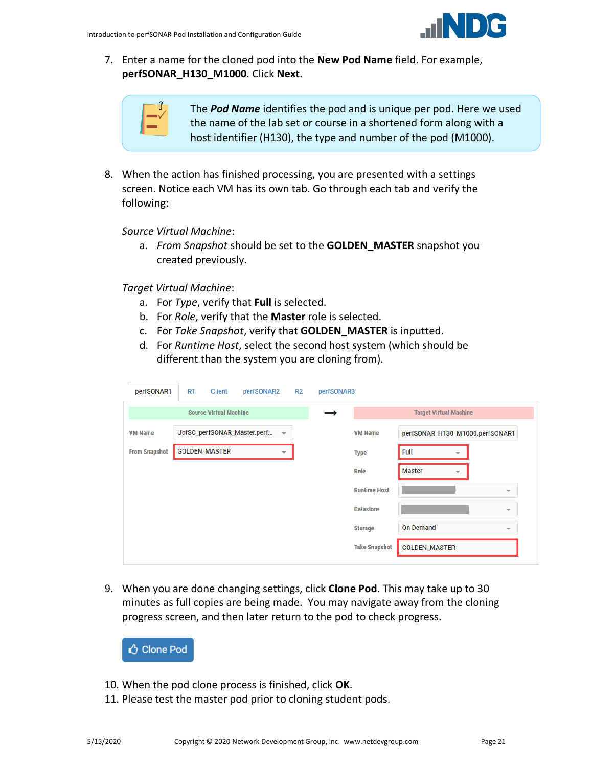7. Enter a name for the cloned pod into the **New Pod Name** field. For example, **perfSONAR_H130_M1000**. Click **Next**.

> The ***Pod Name*** identifies the pod and is unique per pod. Here we used the name of the lab set or course in a shortened form along with a host identifier (H130), the type and number of the pod (M1000).

8. When the action has finished processing, you are presented with a settings screen. Notice each VM has its own tab. Go through each tab and verify the following:

   *Source Virtual Machine*:

   a. *From Snapshot* should be set to the **GOLDEN_MASTER** snapshot you created previously.

   *Target Virtual Machine*:

   a. For *Type*, verify that **Full** is selected.
   b. For *Role*, verify that the **Master** role is selected.
   c. For *Take Snapshot*, verify that **GOLDEN_MASTER** is inputted.
   d. For *Runtime Host*, select the second host system (which should be different than the system you are cloning from).

9. When you are done changing settings, click **Clone Pod**. This may take up to 30 minutes as full copies are being made. You may navigate away from the cloning progress screen, and then later return to the pod to check progress.

10. When the pod clone process is finished, click **OK**.
11. Please test the master pod prior to cloning student pods.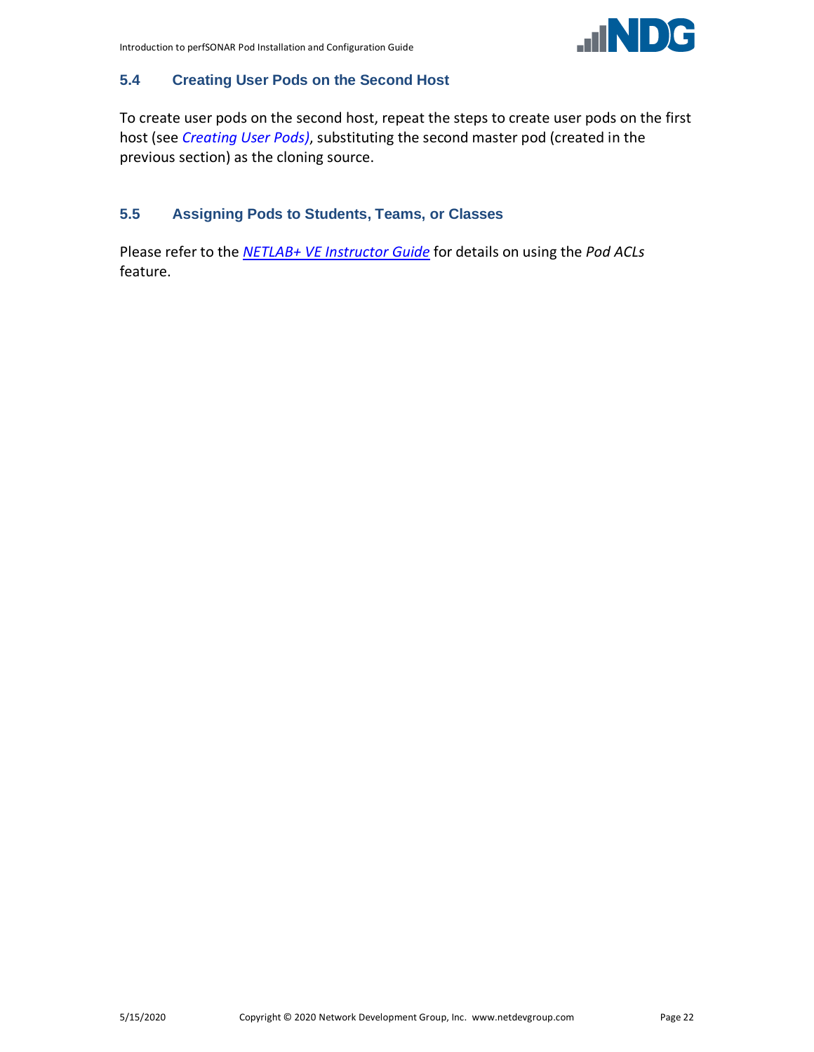### 5.4 Creating User Pods on the Second Host

To create user pods on the second host, repeat the steps to create user pods on the first host (see *Creating User Pods)*, substituting the second master pod (created in the previous section) as the cloning source.

### 5.5 Assigning Pods to Students, Teams, or Classes

Please refer to the *NETLAB+ VE Instructor Guide* for details on using the *Pod ACLs* feature.